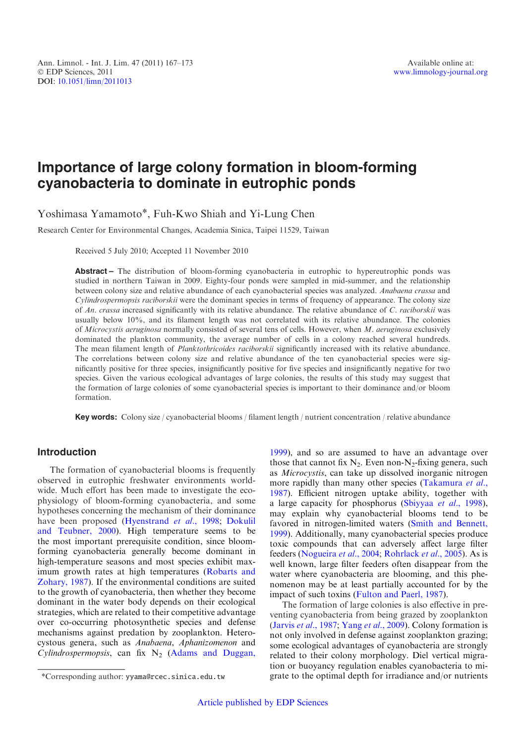# Importance of large colony formation in bloom-forming cyanobacteria to dominate in eutrophic ponds

Yoshimasa Yamamoto*, Fuh-Kwo Shiah and Yi-Lung Chen

Research Center for Environmental Changes, Academia Sinica, Taipei 11529, Taiwan

Received 5 July 2010; Accepted 11 November 2010

**Abstract –** The distribution of bloom-forming cyanobacteria in eutrophic to hypereutrophic ponds was studied in northern Taiwan in 2009. Eighty-four ponds were sampled in mid-summer, and the relationship between colony size and relative abundance of each cyanobacterial species was analyzed. *Anabaena crassa* and *Cylindrospermopsis raciborskii* were the dominant species in terms of frequency of appearance. The colony size of *An. crassa* increased significantly with its relative abundance. The relative abundance of *C. raciborskii* was usually below 10%, and its filament length was not correlated with its relative abundance. The colonies of *Microcystis aeruginosa* normally consisted of several tens of cells. However, when *M. aeruginosa* exclusively dominated the plankton community, the average number of cells in a colony reached several hundreds. The mean filament length of *Planktothricoides raciborskii* significantly increased with its relative abundance. The correlations between colony size and relative abundance of the ten cyanobacterial species were significantly positive for three species, insignificantly positive for five species and insignificantly negative for two species. Given the various ecological advantages of large colonies, the results of this study may suggest that the formation of large colonies of some cyanobacterial species is important to their dominance and/or bloom formation.

**Key words:** Colony size / cyanobacterial blooms / filament length / nutrient concentration / relative abundance

## Introduction

The formation of cyanobacterial blooms is frequently observed in eutrophic freshwater environments worldwide. Much effort has been made to investigate the ecophysiology of bloom-forming cyanobacteria, and some hypotheses concerning the mechanism of their dominance have been proposed (Hyenstrand *et al*., 1998; Dokulil and Teubner, 2000). High temperature seems to be the most important prerequisite condition, since bloom-forming cyanobacteria generally become dominant in high-temperature seasons and most species exhibit maximum growth rates at high temperatures (Robarts and Zohary, 1987). If the environmental conditions are suited to the growth of cyanobacteria, then whether they become dominant in the water body depends on their ecological strategies, which are related to their competitive advantage over co-occurring photosynthetic species and defense mechanisms against predation by zooplankton. Heterocystous genera, such as *Anabaena*, *Aphanizomenon* and *Cylindrospermopsis*, can fix $N_2$ (Adams and Duggan, 1999), and so are assumed to have an advantage over those that cannot fix $N_2$. Even non-$N_2$-fixing genera, such as *Microcystis*, can take up dissolved inorganic nitrogen more rapidly than many other species (Takamura *et al*., 1987). Efficient nitrogen uptake ability, together with a large capacity for phosphorus (Sbiyyaa *et al*., 1998), may explain why cyanobacterial blooms tend to be favored in nitrogen-limited waters (Smith and Bennett, 1999). Additionally, many cyanobacterial species produce toxic compounds that can adversely affect large filter feeders (Nogueira *et al*., 2004; Rohrlack *et al*., 2005). As is well known, large filter feeders often disappear from the water where cyanobacteria are blooming, and this phenomenon may be at least partially accounted for by the impact of such toxins (Fulton and Paerl, 1987).

The formation of large colonies is also effective in preventing cyanobacteria from being grazed by zooplankton (Jarvis *et al*., 1987; Yang *et al*., 2009). Colony formation is not only involved in defense against zooplankton grazing; some ecological advantages of cyanobacteria are strongly related to their colony morphology. Diel vertical migration or buoyancy regulation enables cyanobacteria to migrate to the optimal depth for irradiance and/or nutrients

*Corresponding author: yyama@rcec.sinica.edu.tw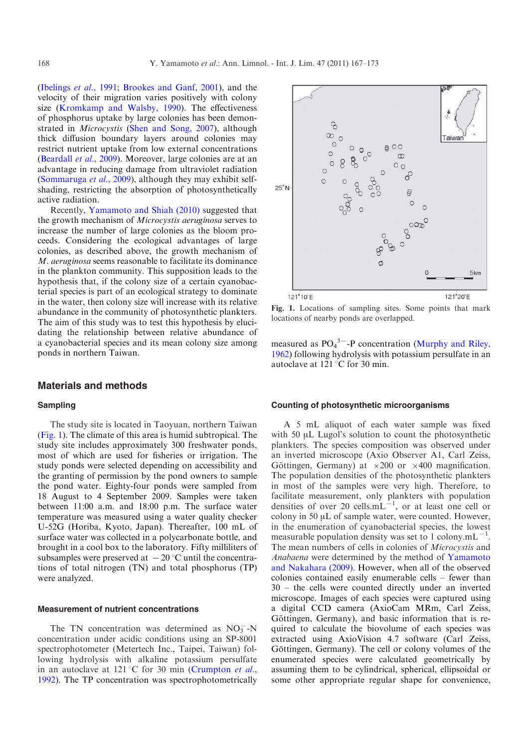(Ibelings *et al.*, 1991; Brookes and Ganf, 2001), and the velocity of their migration varies positively with colony size (Kromkamp and Walsby, 1990). The effectiveness of phosphorus uptake by large colonies has been demonstrated in *Microcystis* (Shen and Song, 2007), although thick diffusion boundary layers around colonies may restrict nutrient uptake from low external concentrations (Beardall *et al.*, 2009). Moreover, large colonies are at an advantage in reducing damage from ultraviolet radiation (Sommaruga *et al.*, 2009), although they may exhibit self-shading, restricting the absorption of photosynthetically active radiation.

Recently, Yamamoto and Shiah (2010) suggested that the growth mechanism of *Microcystis aeruginosa* serves to increase the number of large colonies as the bloom proceeds. Considering the ecological advantages of large colonies, as described above, the growth mechanism of *M. aeruginosa* seems reasonable to facilitate its dominance in the plankton community. This supposition leads to the hypothesis that, if the colony size of a certain cyanobacterial species is part of an ecological strategy to dominate in the water, then colony size will increase with its relative abundance in the community of photosynthetic plankters. The aim of this study was to test this hypothesis by elucidating the relationship between relative abundance of a cyanobacterial species and its mean colony size among ponds in northern Taiwan.

## Materials and methods

### Sampling

The study site is located in Taoyuan, northern Taiwan (Fig. 1). The climate of this area is humid subtropical. The study site includes approximately 300 freshwater ponds, most of which are used for fisheries or irrigation. The study ponds were selected depending on accessibility and the granting of permission by the pond owners to sample the pond water. Eighty-four ponds were sampled from 18 August to 4 September 2009. Samples were taken between 11:00 a.m. and 18:00 p.m. The surface water temperature was measured using a water quality checker U-52G (Horiba, Kyoto, Japan). Thereafter, 100 mL of surface water was collected in a polycarbonate bottle, and brought in a cool box to the laboratory. Fifty milliliters of subsamples were preserved at $-20$ °C until the concentrations of total nitrogen (TN) and total phosphorus (TP) were analyzed.

Fig. 1. Locations of sampling sites. Some points that mark locations of nearby ponds are overlapped.

### Measurement of nutrient concentrations

The TN concentration was determined as $NO_3^-$-N concentration under acidic conditions using an SP-8001 spectrophotometer (Metertech Inc., Taipei, Taiwan) following hydrolysis with alkaline potassium persulfate in an autoclave at 121 °C for 30 min (Crumpton *et al.*, 1992). The TP concentration was spectrophotometrically measured as $PO_4^{3-}$-P concentration (Murphy and Riley, 1962) following hydrolysis with potassium persulfate in an autoclave at 121 °C for 30 min.

### Counting of photosynthetic microorganisms

A 5 mL aliquot of each water sample was fixed with 50 μL Lugol's solution to count the photosynthetic plankters. The species composition was observed under an inverted microscope (Axio Observer A1, Carl Zeiss, Göttingen, Germany) at $\times 200$ or $\times 400$ magnification. The population densities of the photosynthetic plankters in most of the samples were very high. Therefore, to facilitate measurement, only plankters with population densities of over 20 cells.mL$^{-1}$, or at least one cell or colony in 50 μL of sample water, were counted. However, in the enumeration of cyanobacterial species, the lowest measurable population density was set to 1 colony.mL$^{-1}$. The mean numbers of cells in colonies of *Microcystis* and *Anabaena* were determined by the method of Yamamoto and Nakahara (2009). However, when all of the observed colonies contained easily enumerable cells – fewer than 30 – the cells were counted directly under an inverted microscope. Images of each species were captured using a digital CCD camera (AxioCam MRm, Carl Zeiss, Göttingen, Germany), and basic information that is required to calculate the biovolume of each species was extracted using AxioVision 4.7 software (Carl Zeiss, Göttingen, Germany). The cell or colony volumes of the enumerated species were calculated geometrically by assuming them to be cylindrical, spherical, ellipsoidal or some other appropriate regular shape for convenience,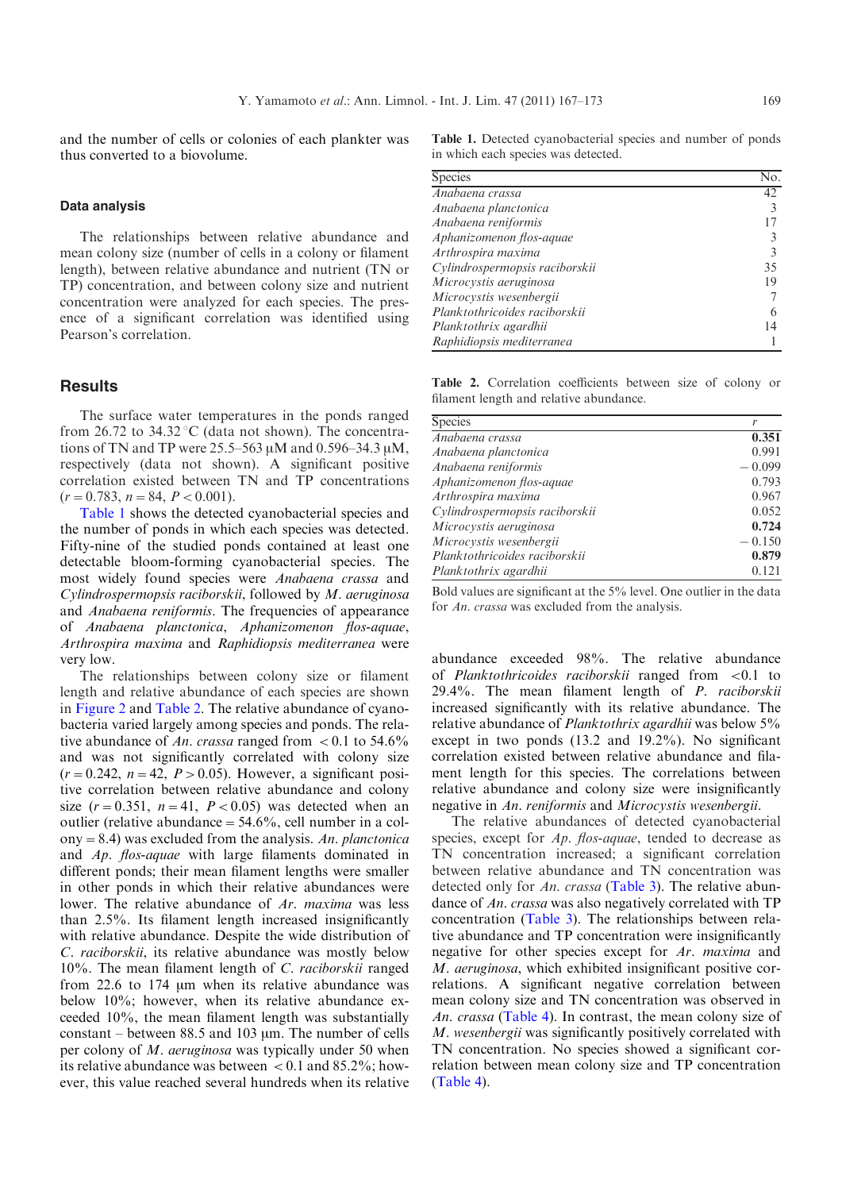and the number of cells or colonies of each plankter was thus converted to a biovolume.

### Data analysis

The relationships between relative abundance and mean colony size (number of cells in a colony or filament length), between relative abundance and nutrient (TN or TP) concentration, and between colony size and nutrient concentration were analyzed for each species. The presence of a significant correlation was identified using Pearson's correlation.

## Results

The surface water temperatures in the ponds ranged from 26.72 to 34.32 °C (data not shown). The concentrations of TN and TP were 25.5–563 µM and 0.596–34.3 µM, respectively (data not shown). A significant positive correlation existed between TN and TP concentrations ($r = 0.783$, $n = 84$, $P < 0.001$).

Table 1 shows the detected cyanobacterial species and the number of ponds in which each species was detected. Fifty-nine of the studied ponds contained at least one detectable bloom-forming cyanobacterial species. The most widely found species were *Anabaena crassa* and *Cylindrospermopsis raciborskii*, followed by *M. aeruginosa* and *Anabaena reniformis*. The frequencies of appearance of *Anabaena planctonica*, *Aphanizomenon flos-aquae*, *Arthrospira maxima* and *Raphidiopsis mediterranea* were very low.

The relationships between colony size or filament length and relative abundance of each species are shown in Figure 2 and Table 2. The relative abundance of cyanobacteria varied largely among species and ponds. The relative abundance of *An. crassa* ranged from < 0.1 to 54.6% and was not significantly correlated with colony size ($r = 0.242$, $n = 42$, $P > 0.05$). However, a significant positive correlation between relative abundance and colony size ($r = 0.351$, $n = 41$, $P < 0.05$) was detected when an outlier (relative abundance = 54.6%, cell number in a colony = 8.4) was excluded from the analysis. *An. planctonica* and *Ap. flos-aquae* with large filaments dominated in different ponds; their mean filament lengths were smaller in other ponds in which their relative abundances were lower. The relative abundance of *Ar. maxima* was less than 2.5%. Its filament length increased insignificantly with relative abundance. Despite the wide distribution of *C. raciborskii*, its relative abundance was mostly below 10%. The mean filament length of *C. raciborskii* ranged from 22.6 to 174 µm when its relative abundance was below 10%; however, when its relative abundance exceeded 10%, the mean filament length was substantially constant – between 88.5 and 103 µm. The number of cells per colony of *M. aeruginosa* was typically under 50 when its relative abundance was between < 0.1 and 85.2%; however, this value reached several hundreds when its relative abundance exceeded 98%. The relative abundance of *Planktothricoides raciborskii* ranged from <0.1 to 29.4%. The mean filament length of *P. raciborskii* increased significantly with its relative abundance. The relative abundance of *Planktothrix agardhii* was below 5% except in two ponds (13.2 and 19.2%). No significant correlation existed between relative abundance and filament length for this species. The correlations between relative abundance and colony size were insignificantly negative in *An. reniformis* and *Microcystis wesenbergii*.

The relative abundances of detected cyanobacterial species, except for *Ap. flos-aquae*, tended to decrease as TN concentration increased; a significant correlation between relative abundance and TN concentration was detected only for *An. crassa* (Table 3). The relative abundance of *An. crassa* was also negatively correlated with TP concentration (Table 3). The relationships between relative abundance and TP concentration were insignificantly negative for other species except for *Ar. maxima* and *M. aeruginosa*, which exhibited insignificant positive correlations. A significant negative correlation between mean colony size and TN concentration was observed in *An. crassa* (Table 4). In contrast, the mean colony size of *M. wesenbergii* was significantly positively correlated with TN concentration. No species showed a significant correlation between mean colony size and TP concentration (Table 4).

**Table 1.** Detected cyanobacterial species and number of ponds in which each species was detected.

| Species | No. |
|---|---|
| *Anabaena crassa* | 42 |
| *Anabaena planctonica* | 3 |
| *Anabaena reniformis* | 17 |
| *Aphanizomenon flos-aquae* | 3 |
| *Arthrospira maxima* | 3 |
| *Cylindrospermopsis raciborskii* | 35 |
| *Microcystis aeruginosa* | 19 |
| *Microcystis wesenbergii* | 7 |
| *Planktothricoides raciborskii* | 6 |
| *Planktothrix agardhii* | 14 |
| *Raphidiopsis mediterranea* | 1 |

**Table 2.** Correlation coefficients between size of colony or filament length and relative abundance.

| Species | *r* |
|---|---|
| *Anabaena crassa* | **0.351** |
| *Anabaena planctonica* | 0.991 |
| *Anabaena reniformis* | − 0.099 |
| *Aphanizomenon flos-aquae* | 0.793 |
| *Arthrospira maxima* | 0.967 |
| *Cylindrospermopsis raciborskii* | 0.052 |
| *Microcystis aeruginosa* | **0.724** |
| *Microcystis wesenbergii* | − 0.150 |
| *Planktothricoides raciborskii* | **0.879** |
| *Planktothrix agardhii* | 0.121 |

Bold values are significant at the 5% level. One outlier in the data for *An. crassa* was excluded from the analysis.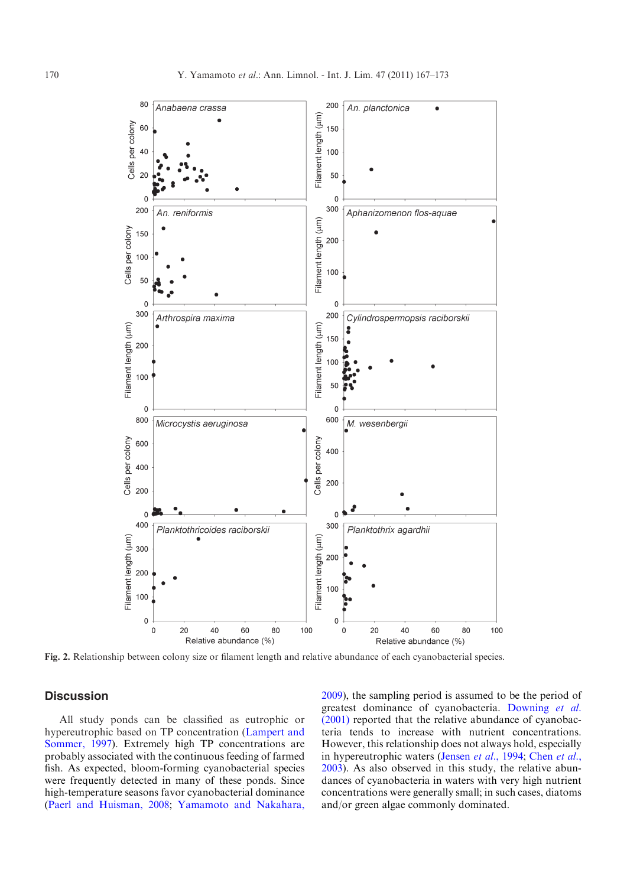**Fig. 2.** Relationship between colony size or filament length and relative abundance of each cyanobacterial species.

## Discussion

All study ponds can be classified as eutrophic or hypereutrophic based on TP concentration (Lampert and Sommer, 1997). Extremely high TP concentrations are probably associated with the continuous feeding of farmed fish. As expected, bloom-forming cyanobacterial species were frequently detected in many of these ponds. Since high-temperature seasons favor cyanobacterial dominance (Paerl and Huisman, 2008; Yamamoto and Nakahara, 2009), the sampling period is assumed to be the period of greatest dominance of cyanobacteria. Downing *et al.* (2001) reported that the relative abundance of cyanobacteria tends to increase with nutrient concentrations. However, this relationship does not always hold, especially in hypereutrophic waters (Jensen *et al.*, 1994; Chen *et al.*, 2003). As also observed in this study, the relative abundances of cyanobacteria in waters with very high nutrient concentrations were generally small; in such cases, diatoms and/or green algae commonly dominated.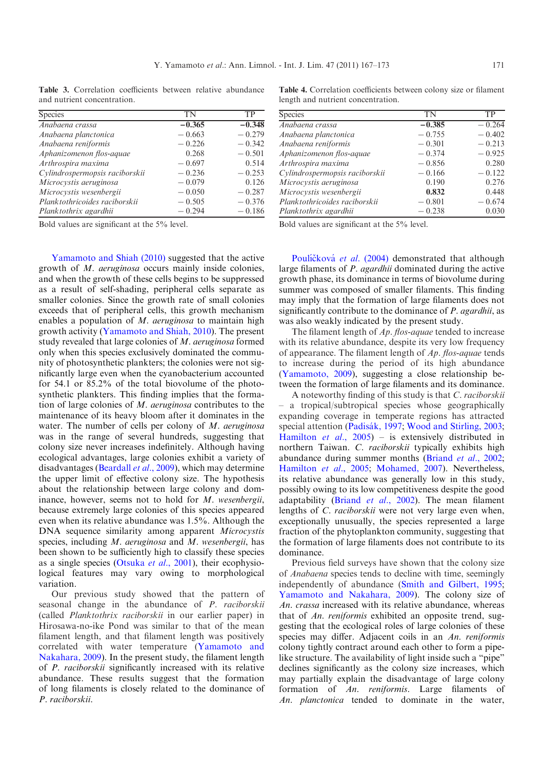**Table 3.** Correlation coefficients between relative abundance and nutrient concentration.

| Species | TN | TP |
|---|---|---|
| *Anabaena crassa* | **−0.365** | **−0.348** |
| *Anabaena planctonica* | −0.663 | −0.279 |
| *Anabaena reniformis* | −0.226 | −0.342 |
| *Aphanizomenon flos-aquae* | 0.268 | −0.501 |
| *Arthrospira maxima* | −0.697 | 0.514 |
| *Cylindrospermopsis raciborskii* | −0.236 | −0.253 |
| *Microcystis aeruginosa* | −0.079 | 0.126 |
| *Microcystis wesenbergii* | −0.050 | −0.287 |
| *Planktothricoides raciborskii* | −0.505 | −0.376 |
| *Planktothrix agardhii* | −0.294 | −0.186 |

Bold values are significant at the 5% level.

**Table 4.** Correlation coefficients between colony size or filament length and nutrient concentration.

| Species | TN | TP |
|---|---|---|
| *Anabaena crassa* | **−0.385** | −0.264 |
| *Anabaena planctonica* | −0.755 | −0.402 |
| *Anabaena reniformis* | −0.301 | −0.213 |
| *Aphanizomenon flos-aquae* | −0.374 | −0.925 |
| *Arthrospira maxima* | −0.856 | 0.280 |
| *Cylindrospermopsis raciborskii* | −0.166 | −0.122 |
| *Microcystis aeruginosa* | 0.190 | 0.276 |
| *Microcystis wesenbergii* | **0.832** | 0.448 |
| *Planktothricoides raciborskii* | −0.801 | −0.674 |
| *Planktothrix agardhii* | −0.238 | 0.030 |

Bold values are significant at the 5% level.

Yamamoto and Shiah (2010) suggested that the active growth of *M. aeruginosa* occurs mainly inside colonies, and when the growth of these cells begins to be suppressed as a result of self-shading, peripheral cells separate as smaller colonies. Since the growth rate of small colonies exceeds that of peripheral cells, this growth mechanism enables a population of *M. aeruginosa* to maintain high growth activity (Yamamoto and Shiah, 2010). The present study revealed that large colonies of *M. aeruginosa* formed only when this species exclusively dominated the community of photosynthetic planktons; the colonies were not significantly large even when the cyanobacterium accounted for 54.1 or 85.2% of the total biovolume of the photosynthetic planktons. This finding implies that the formation of large colonies of *M. aeruginosa* contributes to the maintenance of its heavy bloom after it dominates in the water. The number of cells per colony of *M. aeruginosa* was in the range of several hundreds, suggesting that colony size never increases indefinitely. Although having ecological advantages, large colonies exhibit a variety of disadvantages (Beardall *et al.*, 2009), which may determine the upper limit of effective colony size. The hypothesis about the relationship between large colony and dominance, however, seems not to hold for *M. wesenbergii*, because extremely large colonies of this species appeared even when its relative abundance was 1.5%. Although the DNA sequence similarity among apparent *Microcystis* species, including *M. aeruginosa* and *M. wesenbergii*, has been shown to be sufficiently high to classify these species as a single species (Otsuka *et al.*, 2001), their ecophysiological features may vary owing to morphological variation.

Our previous study showed that the pattern of seasonal change in the abundance of *P. raciborskii* (called *Planktothrix raciborskii* in our earlier paper) in Hirosawa-no-ike Pond was similar to that of the mean filament length, and that filament length was positively correlated with water temperature (Yamamoto and Nakahara, 2009). In the present study, the filament length of *P. raciborskii* significantly increased with its relative abundance. These results suggest that the formation of long filaments is closely related to the dominance of *P. raciborskii*.

Poulíčková *et al.* (2004) demonstrated that although large filaments of *P. agardhii* dominated during the active growth phase, its dominance in terms of biovolume during summer was composed of smaller filaments. This finding may imply that the formation of large filaments does not significantly contribute to the dominance of *P. agardhii*, as was also weakly indicated by the present study.

The filament length of *Ap. flos-aquae* tended to increase with its relative abundance, despite its very low frequency of appearance. The filament length of *Ap. flos-aquae* tends to increase during the period of its high abundance (Yamamoto, 2009), suggesting a close relationship between the formation of large filaments and its dominance.

A noteworthy finding of this study is that *C. raciborskii* – a tropical/subtropical species whose geographically expanding coverage in temperate regions has attracted special attention (Padisák, 1997; Wood and Stirling, 2003; Hamilton *et al.*, 2005) – is extensively distributed in northern Taiwan. *C. raciborskii* typically exhibits high abundance during summer months (Briand *et al.*, 2002; Hamilton *et al.*, 2005; Mohamed, 2007). Nevertheless, its relative abundance was generally low in this study, possibly owing to its low competitiveness despite the good adaptability (Briand *et al.*, 2002). The mean filament lengths of *C. raciborskii* were not very large even when, exceptionally unusually, the species represented a large fraction of the phytoplankton community, suggesting that the formation of large filaments does not contribute to its dominance.

Previous field surveys have shown that the colony size of *Anabaena* species tends to decline with time, seemingly independently of abundance (Smith and Gilbert, 1995; Yamamoto and Nakahara, 2009). The colony size of *An. crassa* increased with its relative abundance, whereas that of *An. reniformis* exhibited an opposite trend, suggesting that the ecological roles of large colonies of these species may differ. Adjacent coils in an *An. reniformis* colony tightly contract around each other to form a pipe-like structure. The availability of light inside such a "pipe" declines significantly as the colony size increases, which may partially explain the disadvantage of large colony formation of *An. reniformis*. Large filaments of *An. planctonica* tended to dominate in the water,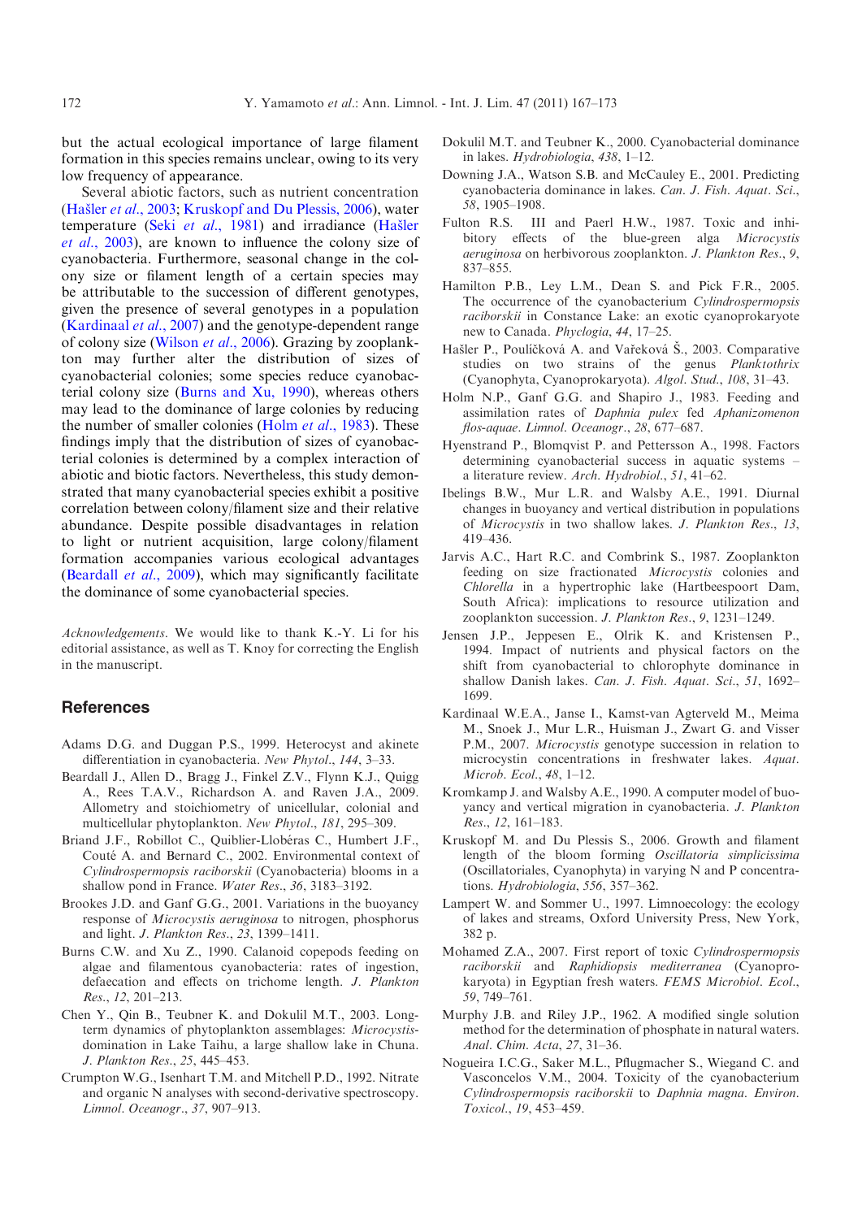but the actual ecological importance of large filament formation in this species remains unclear, owing to its very low frequency of appearance.

Several abiotic factors, such as nutrient concentration (Hašler *et al.*, 2003; Kruskopf and Du Plessis, 2006), water temperature (Seki *et al.*, 1981) and irradiance (Hašler *et al.*, 2003), are known to influence the colony size of cyanobacteria. Furthermore, seasonal change in the colony size or filament length of a certain species may be attributable to the succession of different genotypes, given the presence of several genotypes in a population (Kardinaal *et al.*, 2007) and the genotype-dependent range of colony size (Wilson *et al.*, 2006). Grazing by zooplankton may further alter the distribution of sizes of cyanobacterial colonies; some species reduce cyanobacterial colony size (Burns and Xu, 1990), whereas others may lead to the dominance of large colonies by reducing the number of smaller colonies (Holm *et al.*, 1983). These findings imply that the distribution of sizes of cyanobacterial colonies is determined by a complex interaction of abiotic and biotic factors. Nevertheless, this study demonstrated that many cyanobacterial species exhibit a positive correlation between colony/filament size and their relative abundance. Despite possible disadvantages in relation to light or nutrient acquisition, large colony/filament formation accompanies various ecological advantages (Beardall *et al.*, 2009), which may significantly facilitate the dominance of some cyanobacterial species.

*Acknowledgements*. We would like to thank K.-Y. Li for his editorial assistance, as well as T. Knoy for correcting the English in the manuscript.

## References

Adams D.G. and Duggan P.S., 1999. Heterocyst and akinete differentiation in cyanobacteria. *New Phytol.*, *144*, 3–33.

Beardall J., Allen D., Bragg J., Finkel Z.V., Flynn K.J., Quigg A., Rees T.A.V., Richardson A. and Raven J.A., 2009. Allometry and stoichiometry of unicellular, colonial and multicellular phytoplankton. *New Phytol.*, *181*, 295–309.

Briand J.F., Robillot C., Quiblier-Llobéras C., Humbert J.F., Couté A. and Bernard C., 2002. Environmental context of *Cylindrospermopsis raciborskii* (Cyanobacteria) blooms in a shallow pond in France. *Water Res.*, *36*, 3183–3192.

Brookes J.D. and Ganf G.G., 2001. Variations in the buoyancy response of *Microcystis aeruginosa* to nitrogen, phosphorus and light. *J. Plankton Res.*, *23*, 1399–1411.

Burns C.W. and Xu Z., 1990. Calanoid copepods feeding on algae and filamentous cyanobacteria: rates of ingestion, defaecation and effects on trichome length. *J. Plankton Res.*, *12*, 201–213.

Chen Y., Qin B., Teubner K. and Dokulil M.T., 2003. Long-term dynamics of phytoplankton assemblages: *Microcystis*-domination in Lake Taihu, a large shallow lake in Chuna. *J. Plankton Res.*, *25*, 445–453.

Crumpton W.G., Isenhart T.M. and Mitchell P.D., 1992. Nitrate and organic N analyses with second-derivative spectroscopy. *Limnol. Oceanogr.*, *37*, 907–913.

Dokulil M.T. and Teubner K., 2000. Cyanobacterial dominance in lakes. *Hydrobiologia*, *438*, 1–12.

Downing J.A., Watson S.B. and McCauley E., 2001. Predicting cyanobacteria dominance in lakes. *Can. J. Fish. Aquat. Sci.*, *58*, 1905–1908.

Fulton R.S. III and Paerl H.W., 1987. Toxic and inhibitory effects of the blue-green alga *Microcystis aeruginosa* on herbivorous zooplankton. *J. Plankton Res.*, *9*, 837–855.

Hamilton P.B., Ley L.M., Dean S. and Pick F.R., 2005. The occurrence of the cyanobacterium *Cylindrospermopsis raciborskii* in Constance Lake: an exotic cyanoprokaryote new to Canada. *Phyclogia*, *44*, 17–25.

Hašler P., Poulíčková A. and Vařeková Š., 2003. Comparative studies on two strains of the genus *Planktothrix* (Cyanophyta, Cyanoprokaryota). *Algol. Stud.*, *108*, 31–43.

Holm N.P., Ganf G.G. and Shapiro J., 1983. Feeding and assimilation rates of *Daphnia pulex* fed *Aphanizomenon flos-aquae*. *Limnol. Oceanogr.*, *28*, 677–687.

Hyenstrand P., Blomqvist P. and Pettersson A., 1998. Factors determining cyanobacterial success in aquatic systems – a literature review. *Arch. Hydrobiol.*, *51*, 41–62.

Ibelings B.W., Mur L.R. and Walsby A.E., 1991. Diurnal changes in buoyancy and vertical distribution in populations of *Microcystis* in two shallow lakes. *J. Plankton Res.*, *13*, 419–436.

Jarvis A.C., Hart R.C. and Combrink S., 1987. Zooplankton feeding on size fractionated *Microcystis* colonies and *Chlorella* in a hypertrophic lake (Hartbeespoort Dam, South Africa): implications to resource utilization and zooplankton succession. *J. Plankton Res.*, *9*, 1231–1249.

Jensen J.P., Jeppesen E., Olrik K. and Kristensen P., 1994. Impact of nutrients and physical factors on the shift from cyanobacterial to chlorophyte dominance in shallow Danish lakes. *Can. J. Fish. Aquat. Sci.*, *51*, 1692–1699.

Kardinaal W.E.A., Janse I., Kamst-van Agterveld M., Meima M., Snoek J., Mur L.R., Huisman J., Zwart G. and Visser P.M., 2007. *Microcystis* genotype succession in relation to microcystin concentrations in freshwater lakes. *Aquat. Microb. Ecol.*, *48*, 1–12.

Kromkamp J. and Walsby A.E., 1990. A computer model of buoyancy and vertical migration in cyanobacteria. *J. Plankton Res.*, *12*, 161–183.

Kruskopf M. and Du Plessis S., 2006. Growth and filament length of the bloom forming *Oscillatoria simplicissima* (Oscillatoriales, Cyanophyta) in varying N and P concentrations. *Hydrobiologia*, *556*, 357–362.

Lampert W. and Sommer U., 1997. Limnoecology: the ecology of lakes and streams, Oxford University Press, New York, 382 p.

Mohamed Z.A., 2007. First report of toxic *Cylindrospermopsis raciborskii* and *Raphidiopsis mediterranea* (Cyanoprokaryota) in Egyptian fresh waters. *FEMS Microbiol. Ecol.*, *59*, 749–761.

Murphy J.B. and Riley J.P., 1962. A modified single solution method for the determination of phosphate in natural waters. *Anal. Chim. Acta*, *27*, 31–36.

Nogueira I.C.G., Saker M.L., Pflugmacher S., Wiegand C. and Vasconcelos V.M., 2004. Toxicity of the cyanobacterium *Cylindrospermopsis raciborskii* to *Daphnia magna*. *Environ. Toxicol.*, *19*, 453–459.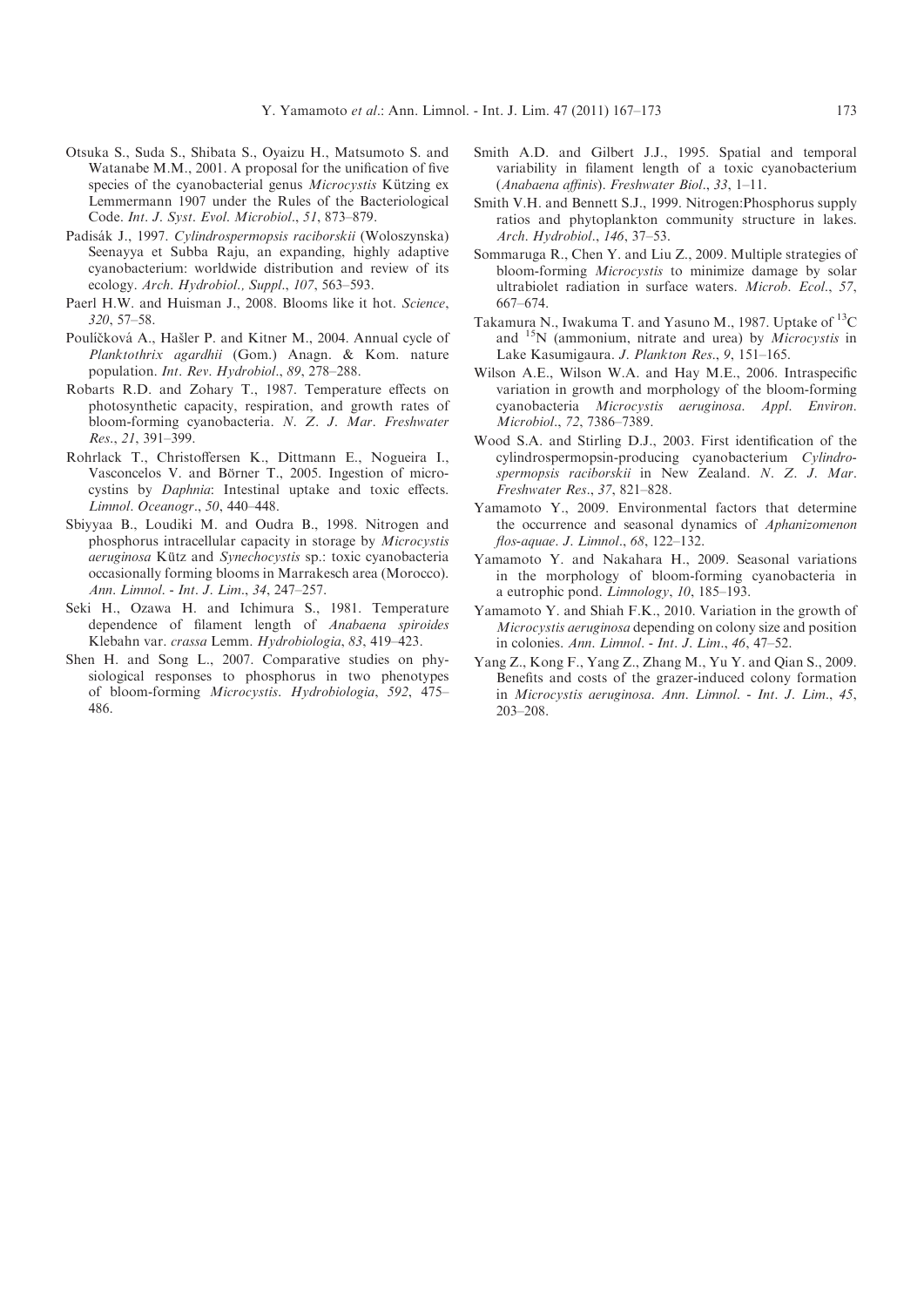Otsuka S., Suda S., Shibata S., Oyaizu H., Matsumoto S. and Watanabe M.M., 2001. A proposal for the unification of five species of the cyanobacterial genus *Microcystis* Kützing ex Lemmermann 1907 under the Rules of the Bacteriological Code. *Int. J. Syst. Evol. Microbiol.*, *51*, 873–879.

Padisák J., 1997. *Cylindrospermopsis raciborskii* (Woloszynska) Seenayya et Subba Raju, an expanding, highly adaptive cyanobacterium: worldwide distribution and review of its ecology. *Arch. Hydrobiol., Suppl.*, *107*, 563–593.

Paerl H.W. and Huisman J., 2008. Blooms like it hot. *Science*, *320*, 57–58.

Poulíčková A., Hašler P. and Kitner M., 2004. Annual cycle of *Planktothrix agardhii* (Gom.) Anagn. & Kom. nature population. *Int. Rev. Hydrobiol.*, *89*, 278–288.

Robarts R.D. and Zohary T., 1987. Temperature effects on photosynthetic capacity, respiration, and growth rates of bloom-forming cyanobacteria. *N. Z. J. Mar. Freshwater Res.*, *21*, 391–399.

Rohrlack T., Christoffersen K., Dittmann E., Nogueira I., Vasconcelos V. and Börner T., 2005. Ingestion of microcystins by *Daphnia*: Intestinal uptake and toxic effects. *Limnol. Oceanogr.*, *50*, 440–448.

Sbiyyaa B., Loudiki M. and Oudra B., 1998. Nitrogen and phosphorus intracellular capacity in storage by *Microcystis aeruginosa* Kütz and *Synechocystis* sp.: toxic cyanobacteria occasionally forming blooms in Marrakesch area (Morocco). *Ann. Limnol. - Int. J. Lim.*, *34*, 247–257.

Seki H., Ozawa H. and Ichimura S., 1981. Temperature dependence of filament length of *Anabaena spiroides* Klebahn var. *crassa* Lemm. *Hydrobiologia*, *83*, 419–423.

Shen H. and Song L., 2007. Comparative studies on physiological responses to phosphorus in two phenotypes of bloom-forming *Microcystis*. *Hydrobiologia*, *592*, 475–486.

Smith A.D. and Gilbert J.J., 1995. Spatial and temporal variability in filament length of a toxic cyanobacterium (*Anabaena affinis*). *Freshwater Biol.*, *33*, 1–11.

Smith V.H. and Bennett S.J., 1999. Nitrogen:Phosphorus supply ratios and phytoplankton community structure in lakes. *Arch. Hydrobiol.*, *146*, 37–53.

Sommaruga R., Chen Y. and Liu Z., 2009. Multiple strategies of bloom-forming *Microcystis* to minimize damage by solar ultrabiolet radiation in surface waters. *Microb. Ecol.*, *57*, 667–674.

Takamura N., Iwakuma T. and Yasuno M., 1987. Uptake of $^{13}C$ and $^{15}N$ (ammonium, nitrate and urea) by *Microcystis* in Lake Kasumigaura. *J. Plankton Res.*, *9*, 151–165.

Wilson A.E., Wilson W.A. and Hay M.E., 2006. Intraspecific variation in growth and morphology of the bloom-forming cyanobacteria *Microcystis aeruginosa*. *Appl. Environ. Microbiol.*, *72*, 7386–7389.

Wood S.A. and Stirling D.J., 2003. First identification of the cylindrospermopsin-producing cyanobacterium *Cylindrospermopsis raciborskii* in New Zealand. *N. Z. J. Mar. Freshwater Res.*, *37*, 821–828.

Yamamoto Y., 2009. Environmental factors that determine the occurrence and seasonal dynamics of *Aphanizomenon flos-aquae*. *J. Limnol.*, *68*, 122–132.

Yamamoto Y. and Nakahara H., 2009. Seasonal variations in the morphology of bloom-forming cyanobacteria in a eutrophic pond. *Limnology*, *10*, 185–193.

Yamamoto Y. and Shiah F.K., 2010. Variation in the growth of *Microcystis aeruginosa* depending on colony size and position in colonies. *Ann. Limnol. - Int. J. Lim.*, *46*, 47–52.

Yang Z., Kong F., Yang Z., Zhang M., Yu Y. and Qian S., 2009. Benefits and costs of the grazer-induced colony formation in *Microcystis aeruginosa*. *Ann. Limnol. - Int. J. Lim.*, *45*, 203–208.